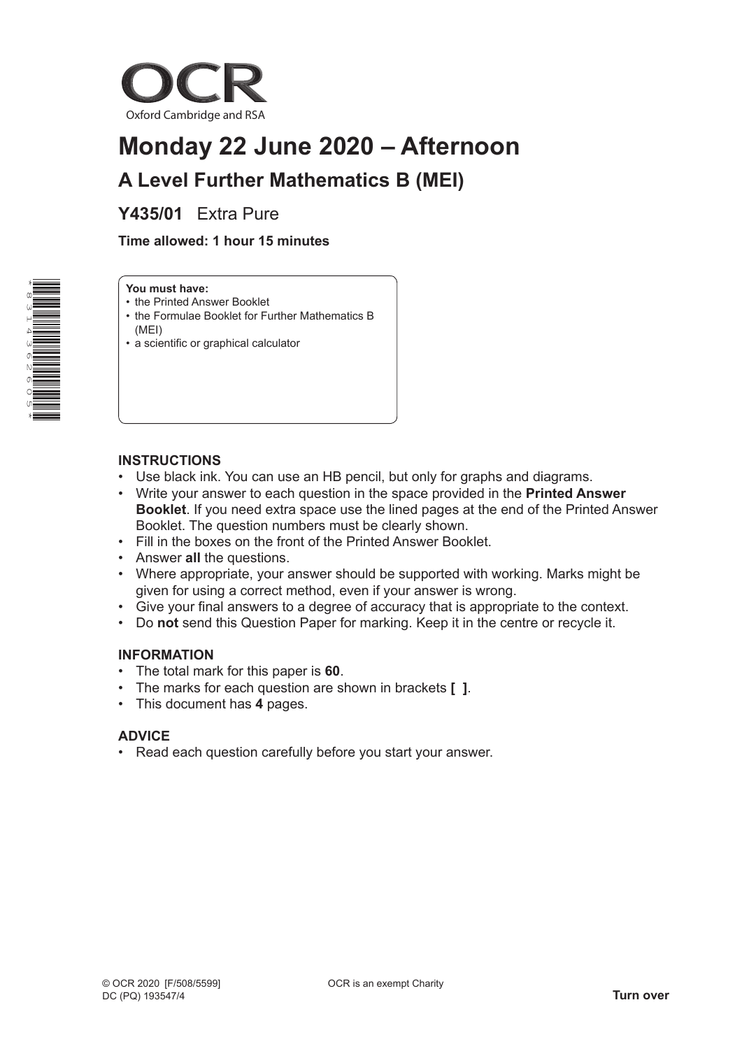OCR

Oxford Cambridge and RSA

# Monday 22 June 2020 – Afternoon

## A Level Further Mathematics B (MEI)

**Y435/01** Extra Pure

**Time allowed: 1 hour 15 minutes**

**You must have:**
- the Printed Answer Booklet
- the Formulae Booklet for Further Mathematics B (MEI)
- a scientific or graphical calculator

### INSTRUCTIONS

- Use black ink. You can use an HB pencil, but only for graphs and diagrams.
- Write your answer to each question in the space provided in the **Printed Answer Booklet**. If you need extra space use the lined pages at the end of the Printed Answer Booklet. The question numbers must be clearly shown.
- Fill in the boxes on the front of the Printed Answer Booklet.
- Answer **all** the questions.
- Where appropriate, your answer should be supported with working. Marks might be given for using a correct method, even if your answer is wrong.
- Give your final answers to a degree of accuracy that is appropriate to the context.
- Do **not** send this Question Paper for marking. Keep it in the centre or recycle it.

### INFORMATION

- The total mark for this paper is **60**.
- The marks for each question are shown in brackets **[ ]**.
- This document has **4** pages.

### ADVICE

- Read each question carefully before you start your answer.

© OCR 2020 [F/508/5599]
DC (PQ) 193547/4

OCR is an exempt Charity

**Turn over**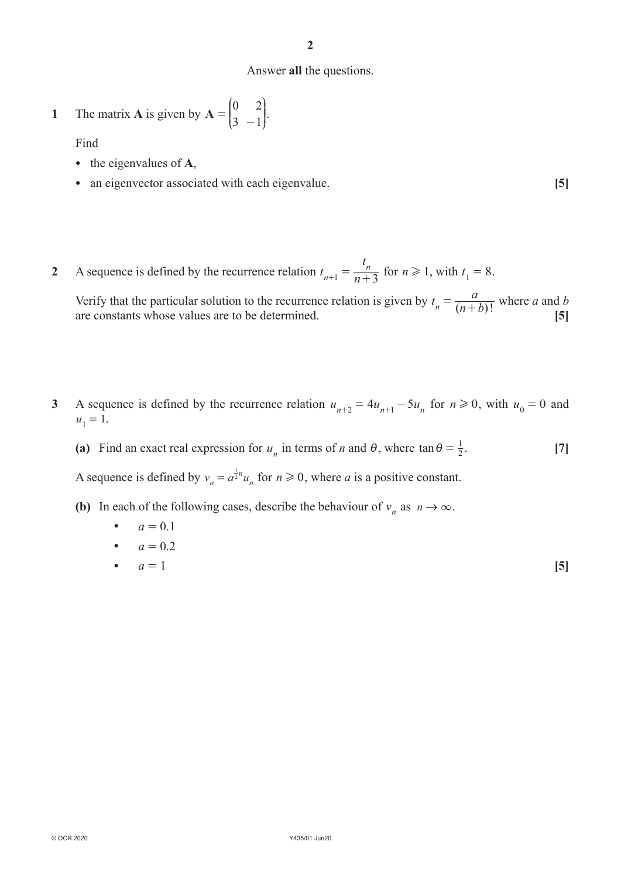Answer **all** the questions.

**1** The matrix $\mathbf{A}$ is given by $\mathbf{A} = \begin{pmatrix} 0 & 2 \\ 3 & -1 \end{pmatrix}$.

Find

- the eigenvalues of $\mathbf{A}$,
- an eigenvector associated with each eigenvalue. **[5]**

**2** A sequence is defined by the recurrence relation $t_{n+1} = \dfrac{t_n}{n+3}$ for $n \geqslant 1$, with $t_1 = 8$.

Verify that the particular solution to the recurrence relation is given by $t_n = \dfrac{a}{(n+b)!}$ where $a$ and $b$ are constants whose values are to be determined. **[5]**

**3** A sequence is defined by the recurrence relation $u_{n+2} = 4u_{n+1} - 5u_n$ for $n \geqslant 0$, with $u_0 = 0$ and $u_1 = 1$.

**(a)** Find an exact real expression for $u_n$ in terms of $n$ and $\theta$, where $\tan\theta = \frac{1}{2}$. **[7]**

A sequence is defined by $v_n = a^{\frac{1}{2}n} u_n$ for $n \geqslant 0$, where $a$ is a positive constant.

**(b)** In each of the following cases, describe the behaviour of $v_n$ as $n \to \infty$.

- $a = 0.1$
- $a = 0.2$
- $a = 1$ **[5]**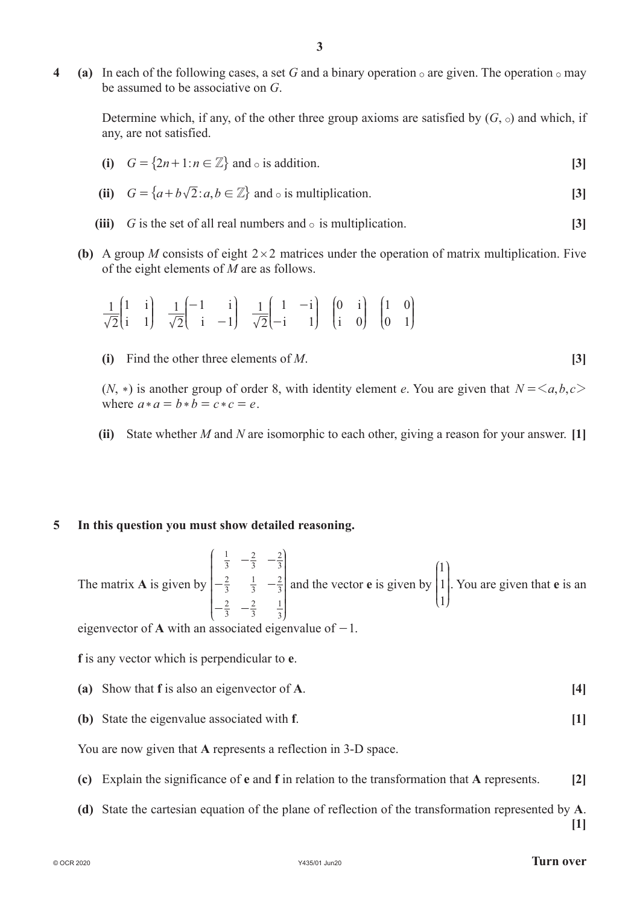**4** **(a)** In each of the following cases, a set $G$ and a binary operation $\circ$ are given. The operation $\circ$ may be assumed to be associative on $G$.

Determine which, if any, of the other three group axioms are satisfied by $(G, \circ)$ and which, if any, are not satisfied.

**(i)** $G = \{2n+1 : n \in \mathbb{Z}\}$ and $\circ$ is addition. **[3]**

**(ii)** $G = \{a + b\sqrt{2} : a, b \in \mathbb{Z}\}$ and $\circ$ is multiplication. **[3]**

**(iii)** $G$ is the set of all real numbers and $\circ$ is multiplication. **[3]**

**(b)** A group $M$ consists of eight $2 \times 2$ matrices under the operation of matrix multiplication. Five of the eight elements of $M$ are as follows.

$$\frac{1}{\sqrt{2}}\begin{pmatrix} 1 & \mathrm{i} \\ \mathrm{i} & 1 \end{pmatrix} \quad \frac{1}{\sqrt{2}}\begin{pmatrix} -1 & \mathrm{i} \\ \mathrm{i} & -1 \end{pmatrix} \quad \frac{1}{\sqrt{2}}\begin{pmatrix} 1 & -\mathrm{i} \\ -\mathrm{i} & 1 \end{pmatrix} \quad \begin{pmatrix} 0 & \mathrm{i} \\ \mathrm{i} & 0 \end{pmatrix} \quad \begin{pmatrix} 1 & 0 \\ 0 & 1 \end{pmatrix}$$

**(i)** Find the other three elements of $M$. **[3]**

$(N, *)$ is another group of order 8, with identity element $e$. You are given that $N = \langle a, b, c \rangle$ where $a * a = b * b = c * c = e$.

**(ii)** State whether $M$ and $N$ are isomorphic to each other, giving a reason for your answer. **[1]**

**5** **In this question you must show detailed reasoning.**

The matrix $\mathbf{A}$ is given by $\begin{pmatrix} \frac{1}{3} & -\frac{2}{3} & -\frac{2}{3} \\ -\frac{2}{3} & \frac{1}{3} & -\frac{2}{3} \\ -\frac{2}{3} & -\frac{2}{3} & \frac{1}{3} \end{pmatrix}$ and the vector $\mathbf{e}$ is given by $\begin{pmatrix} 1 \\ 1 \\ 1 \end{pmatrix}$. You are given that $\mathbf{e}$ is an eigenvector of $\mathbf{A}$ with an associated eigenvalue of $-1$.

$\mathbf{f}$ is any vector which is perpendicular to $\mathbf{e}$.

**(a)** Show that $\mathbf{f}$ is also an eigenvector of $\mathbf{A}$. **[4]**

**(b)** State the eigenvalue associated with $\mathbf{f}$. **[1]**

You are now given that $\mathbf{A}$ represents a reflection in 3-D space.

**(c)** Explain the significance of $\mathbf{e}$ and $\mathbf{f}$ in relation to the transformation that $\mathbf{A}$ represents. **[2]**

**(d)** State the cartesian equation of the plane of reflection of the transformation represented by $\mathbf{A}$. **[1]**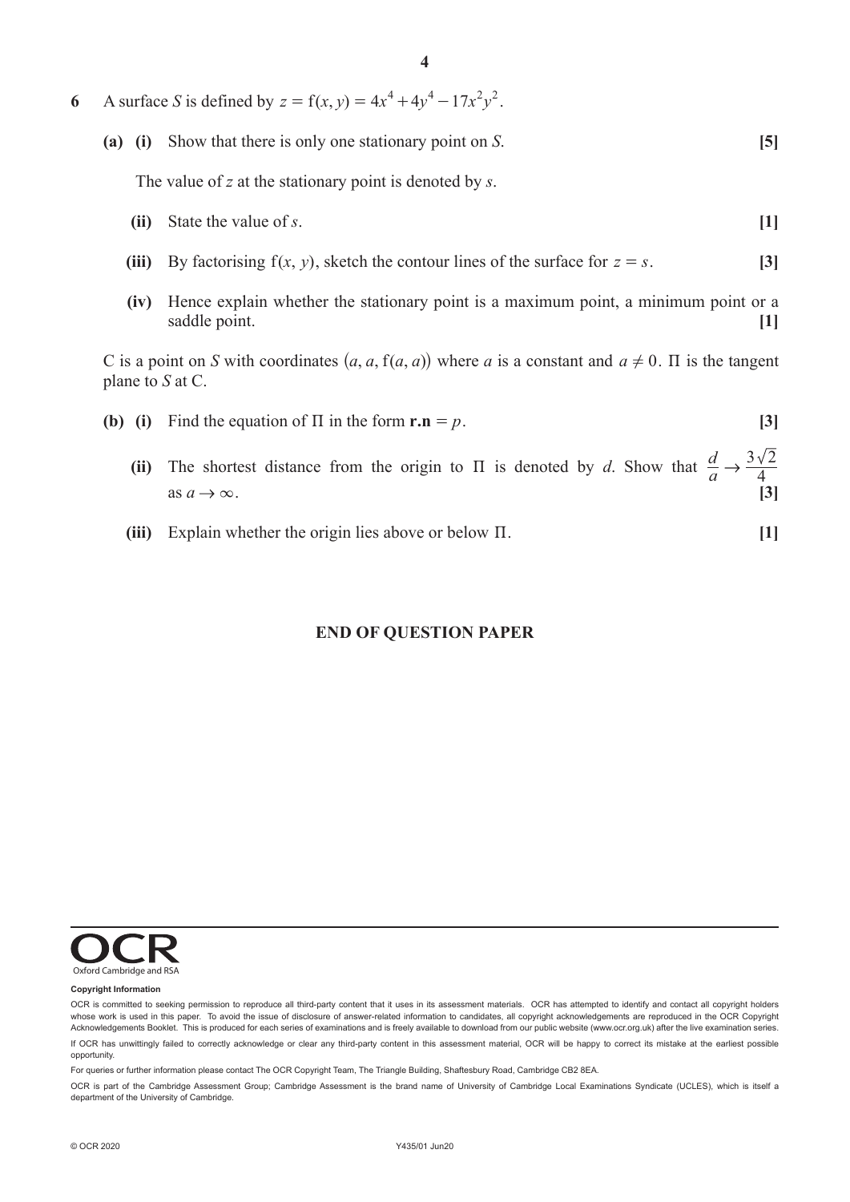**6** A surface $S$ is defined by $z = \mathrm{f}(x, y) = 4x^4 + 4y^4 - 17x^2y^2$.

**(a) (i)** Show that there is only one stationary point on $S$. **[5]**

The value of $z$ at the stationary point is denoted by $s$.

**(ii)** State the value of $s$. **[1]**

**(iii)** By factorising $\mathrm{f}(x, y)$, sketch the contour lines of the surface for $z = s$. **[3]**

**(iv)** Hence explain whether the stationary point is a maximum point, a minimum point or a saddle point. **[1]**

C is a point on $S$ with coordinates $(a, a, \mathrm{f}(a, a))$ where $a$ is a constant and $a \neq 0$. $\Pi$ is the tangent plane to $S$ at C.

**(b) (i)** Find the equation of $\Pi$ in the form $\mathbf{r.n} = p$. **[3]**

**(ii)** The shortest distance from the origin to $\Pi$ is denoted by $d$. Show that $\frac{d}{a} \to \frac{3\sqrt{2}}{4}$ as $a \to \infty$. **[3]**

**(iii)** Explain whether the origin lies above or below $\Pi$. **[1]**

**END OF QUESTION PAPER**

**Copyright Information**

OCR is committed to seeking permission to reproduce all third-party content that it uses in its assessment materials. OCR has attempted to identify and contact all copyright holders whose work is used in this paper. To avoid the issue of disclosure of answer-related information to candidates, all copyright acknowledgements are reproduced in the OCR Copyright Acknowledgements Booklet. This is produced for each series of examinations and is freely available to download from our public website (www.ocr.org.uk) after the live examination series.

If OCR has unwittingly failed to correctly acknowledge or clear any third-party content in this assessment material, OCR will be happy to correct its mistake at the earliest possible opportunity.

For queries or further information please contact The OCR Copyright Team, The Triangle Building, Shaftesbury Road, Cambridge CB2 8EA.

OCR is part of the Cambridge Assessment Group; Cambridge Assessment is the brand name of University of Cambridge Local Examinations Syndicate (UCLES), which is itself a department of the University of Cambridge.